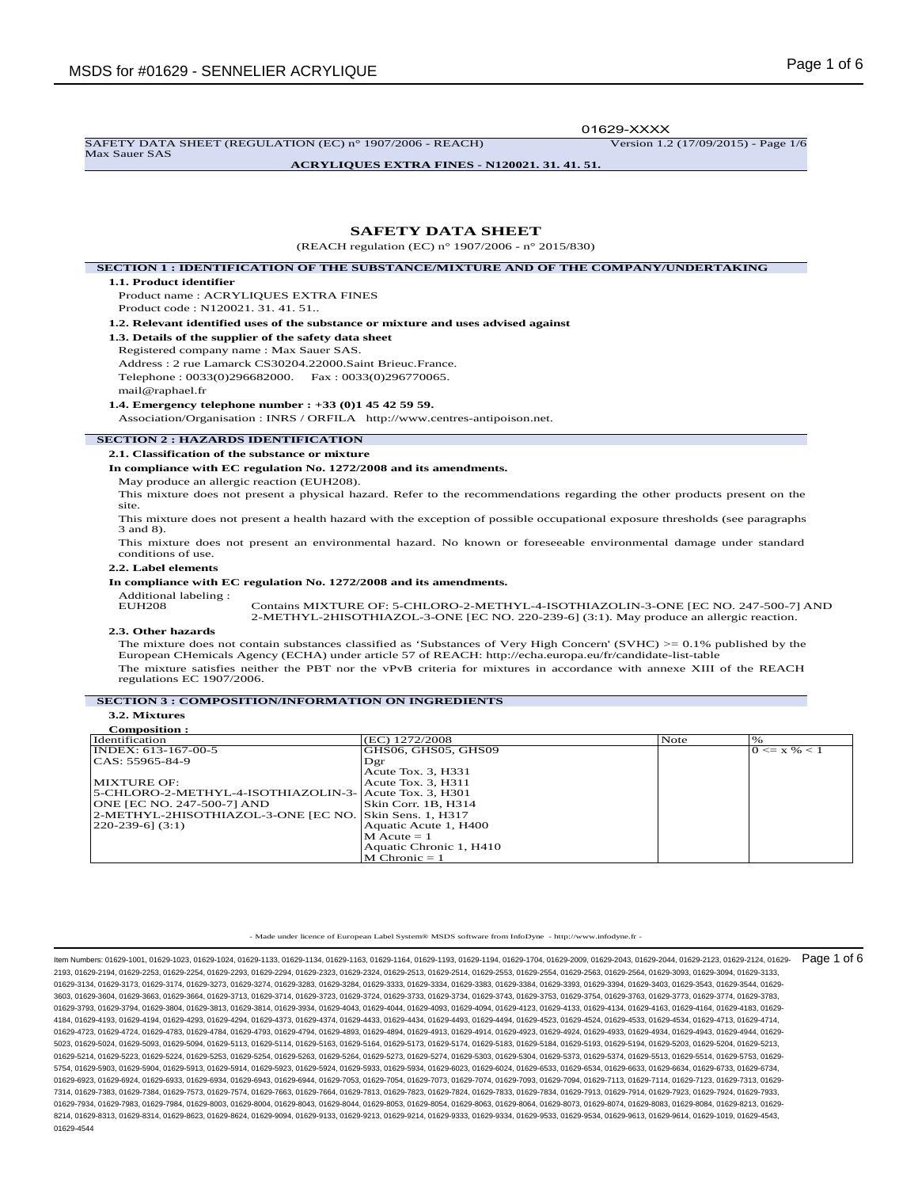01629-XXXX

SAFETY DATA SHEET (REGULATION (EC) n° 1907/2006 - REACH) Version 1.2 (17/09/2015) - Page 1/6
Max Sauer SAS
**ACRYLIQUES EXTRA FINES - N120021. 31. 41. 51.**

# SAFETY DATA SHEET

(REACH regulation (EC) n° 1907/2006 - n° 2015/830)

## SECTION 1 : IDENTIFICATION OF THE SUBSTANCE/MIXTURE AND OF THE COMPANY/UNDERTAKING

**1.1. Product identifier**

Product name : ACRYLIQUES EXTRA FINES
Product code : N120021. 31. 41. 51..

**1.2. Relevant identified uses of the substance or mixture and uses advised against**

**1.3. Details of the supplier of the safety data sheet**

Registered company name : Max Sauer SAS.
Address : 2 rue Lamarck CS30204.22000.Saint Brieuc.France.
Telephone : 0033(0)296682000. Fax : 0033(0)296770065.
mail@raphael.fr

**1.4. Emergency telephone number : +33 (0)1 45 42 59 59.**

Association/Organisation : INRS / ORFILA http://www.centres-antipoison.net.

## SECTION 2 : HAZARDS IDENTIFICATION

**2.1. Classification of the substance or mixture**

**In compliance with EC regulation No. 1272/2008 and its amendments.**

May produce an allergic reaction (EUH208).

This mixture does not present a physical hazard. Refer to the recommendations regarding the other products present on the site.

This mixture does not present a health hazard with the exception of possible occupational exposure thresholds (see paragraphs 3 and 8).

This mixture does not present an environmental hazard. No known or foreseeable environmental damage under standard conditions of use.

**2.2. Label elements**

**In compliance with EC regulation No. 1272/2008 and its amendments.**

Additional labeling :

EUH208 Contains MIXTURE OF: 5-CHLORO-2-METHYL-4-ISOTHIAZOLIN-3-ONE [EC NO. 247-500-7] AND 2-METHYL-2HISOTHIAZOL-3-ONE [EC NO. 220-239-6] (3:1). May produce an allergic reaction.

**2.3. Other hazards**

The mixture does not contain substances classified as 'Substances of Very High Concern' (SVHC) >= 0.1% published by the European CHemicals Agency (ECHA) under article 57 of REACH: http://echa.europa.eu/fr/candidate-list-table

The mixture satisfies neither the PBT nor the vPvB criteria for mixtures in accordance with annexe XIII of the REACH regulations EC 1907/2006.

## SECTION 3 : COMPOSITION/INFORMATION ON INGREDIENTS

**3.2. Mixtures**

**Composition :**

| Identification | (EC) 1272/2008 | Note | % |
|---|---|---|---|
| INDEX: 613-167-00-5<br>CAS: 55965-84-9<br><br>MIXTURE OF:<br>5-CHLORO-2-METHYL-4-ISOTHIAZOLIN-3-ONE [EC NO. 247-500-7] AND<br>2-METHYL-2HISOTHIAZOL-3-ONE [EC NO. 220-239-6] (3:1) | GHS06, GHS05, GHS09<br>Dgr<br>Acute Tox. 3, H331<br>Acute Tox. 3, H311<br>Acute Tox. 3, H301<br>Skin Corr. 1B, H314<br>Skin Sens. 1, H317<br>Aquatic Acute 1, H400<br>M Acute = 1<br>Aquatic Chronic 1, H410<br>M Chronic = 1 | | 0 <= x % < 1 |

- Made under licence of European Label System® MSDS software from InfoDyne - http://www.infodyne.fr -

Item Numbers: 01629-1001, 01629-1023, 01629-1024, 01629-1133, 01629-1134, 01629-1163, 01629-1164, 01629-1193, 01629-1194, 01629-1704, 01629-2009, 01629-2043, 01629-2044, 01629-2123, 01629-2124, 01629-2193, 01629-2194, 01629-2253, 01629-2254, 01629-2293, 01629-2294, 01629-2323, 01629-2324, 01629-2513, 01629-2514, 01629-2553, 01629-2554, 01629-2563, 01629-2564, 01629-3093, 01629-3094, 01629-3133, 01629-3134, 01629-3173, 01629-3174, 01629-3273, 01629-3274, 01629-3283, 01629-3284, 01629-3333, 01629-3334, 01629-3383, 01629-3384, 01629-3393, 01629-3394, 01629-3403, 01629-3543, 01629-3544, 01629-3603, 01629-3604, 01629-3663, 01629-3664, 01629-3713, 01629-3714, 01629-3723, 01629-3724, 01629-3733, 01629-3734, 01629-3743, 01629-3753, 01629-3754, 01629-3763, 01629-3773, 01629-3774, 01629-3783, 01629-3793, 01629-3794, 01629-3804, 01629-3813, 01629-3814, 01629-3934, 01629-4043, 01629-4044, 01629-4093, 01629-4094, 01629-4123, 01629-4133, 01629-4134, 01629-4163, 01629-4164, 01629-4183, 01629-4184, 01629-4193, 01629-4194, 01629-4293, 01629-4294, 01629-4373, 01629-4374, 01629-4433, 01629-4434, 01629-4493, 01629-4494, 01629-4523, 01629-4524, 01629-4533, 01629-4534, 01629-4713, 01629-4714, 01629-4723, 01629-4724, 01629-4783, 01629-4784, 01629-4793, 01629-4794, 01629-4893, 01629-4894, 01629-4913, 01629-4914, 01629-4923, 01629-4924, 01629-4933, 01629-4934, 01629-4943, 01629-4944, 01629-5023, 01629-5024, 01629-5093, 01629-5094, 01629-5113, 01629-5114, 01629-5163, 01629-5164, 01629-5173, 01629-5174, 01629-5183, 01629-5184, 01629-5193, 01629-5194, 01629-5203, 01629-5204, 01629-5213, 01629-5214, 01629-5223, 01629-5224, 01629-5253, 01629-5254, 01629-5263, 01629-5264, 01629-5273, 01629-5274, 01629-5303, 01629-5304, 01629-5373, 01629-5374, 01629-5513, 01629-5514, 01629-5753, 01629-5754, 01629-5903, 01629-5904, 01629-5913, 01629-5914, 01629-5923, 01629-5924, 01629-5933, 01629-5934, 01629-6023, 01629-6024, 01629-6533, 01629-6534, 01629-6633, 01629-6634, 01629-6733, 01629-6734, 01629-6923, 01629-6924, 01629-6933, 01629-6934, 01629-6943, 01629-6944, 01629-7053, 01629-7054, 01629-7073, 01629-7074, 01629-7093, 01629-7094, 01629-7113, 01629-7114, 01629-7123, 01629-7313, 01629-7314, 01629-7383, 01629-7384, 01629-7573, 01629-7574, 01629-7663, 01629-7664, 01629-7813, 01629-7823, 01629-7824, 01629-7833, 01629-7834, 01629-7913, 01629-7914, 01629-7923, 01629-7924, 01629-7933, 01629-7934, 01629-7983, 01629-7984, 01629-8003, 01629-8004, 01629-8043, 01629-8044, 01629-8053, 01629-8054, 01629-8063, 01629-8064, 01629-8073, 01629-8074, 01629-8083, 01629-8084, 01629-8213, 01629-8214, 01629-8313, 01629-8314, 01629-8623, 01629-8624, 01629-9094, 01629-9133, 01629-9213, 01629-9214, 01629-9333, 01629-9334, 01629-9533, 01629-9534, 01629-9613, 01629-9614, 01629-1019, 01629-4543, 01629-4544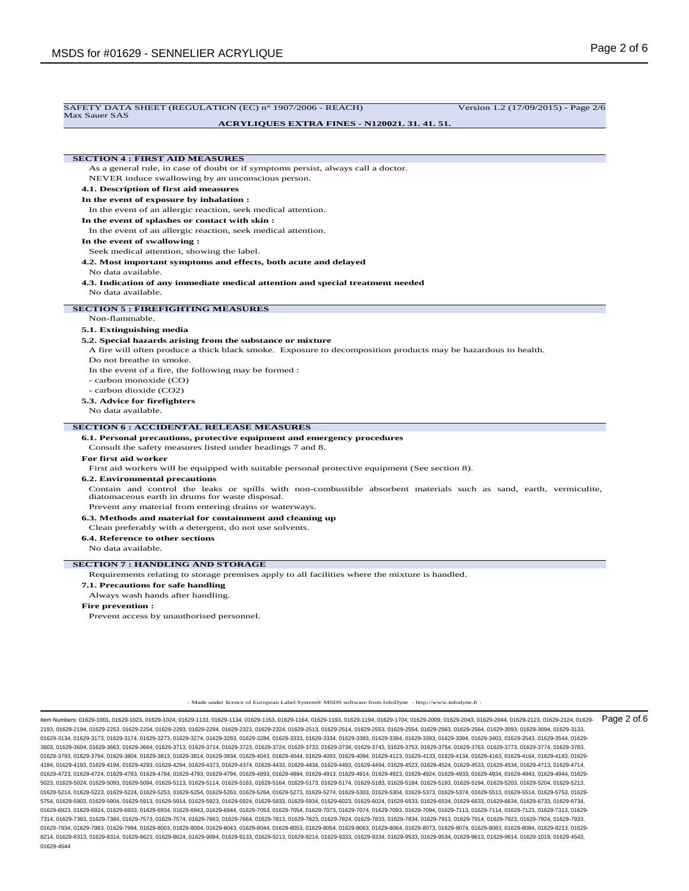## SECTION 4 : FIRST AID MEASURES

As a general rule, in case of doubt or if symptoms persist, always call a doctor.

NEVER induce swallowing by an unconscious person.

### 4.1. Description of first aid measures

**In the event of exposure by inhalation :**

In the event of an allergic reaction, seek medical attention.

**In the event of splashes or contact with skin :**

In the event of an allergic reaction, seek medical attention.

**In the event of swallowing :**

Seek medical attention, showing the label.

### 4.2. Most important symptoms and effects, both acute and delayed

No data available.

### 4.3. Indication of any immediate medical attention and special treatment needed

No data available.

## SECTION 5 : FIREFIGHTING MEASURES

Non-flammable.

### 5.1. Extinguishing media

### 5.2. Special hazards arising from the substance or mixture

A fire will often produce a thick black smoke. Exposure to decomposition products may be hazardous to health.

Do not breathe in smoke.

In the event of a fire, the following may be formed :

- carbon monoxide (CO)
- carbon dioxide ($CO_2$)

### 5.3. Advice for firefighters

No data available.

## SECTION 6 : ACCIDENTAL RELEASE MEASURES

### 6.1. Personal precautions, protective equipment and emergency procedures

Consult the safety measures listed under headings 7 and 8.

**For first aid worker**

First aid workers will be equipped with suitable personal protective equipment (See section 8).

### 6.2. Environmental precautions

Contain and control the leaks or spills with non-combustible absorbent materials such as sand, earth, vermiculite, diatomaceous earth in drums for waste disposal.

Prevent any material from entering drains or waterways.

### 6.3. Methods and material for containment and cleaning up

Clean preferably with a detergent, do not use solvents.

### 6.4. Reference to other sections

No data available.

## SECTION 7 : HANDLING AND STORAGE

Requirements relating to storage premises apply to all facilities where the mixture is handled.

### 7.1. Precautions for safe handling

Always wash hands after handling.

**Fire prevention :**

Prevent access by unauthorised personnel.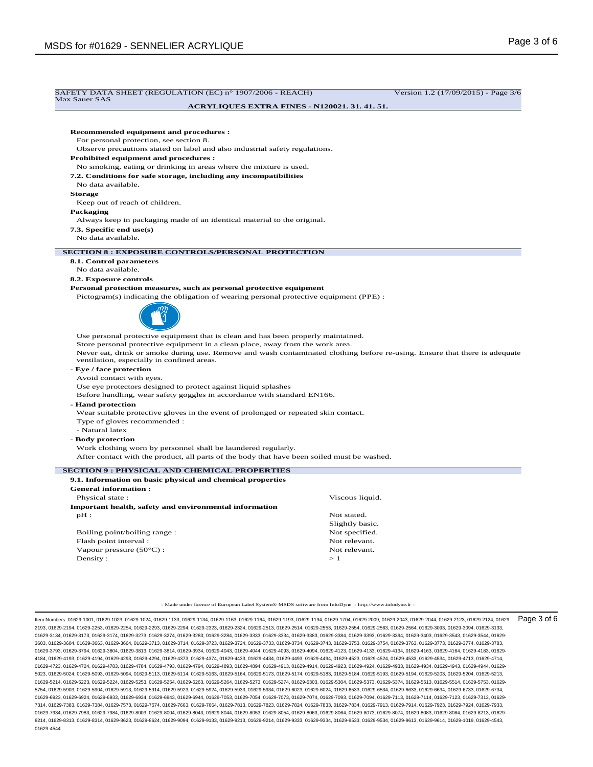**Recommended equipment and procedures :**

For personal protection, see section 8.

Observe precautions stated on label and also industrial safety regulations.

**Prohibited equipment and procedures :**

No smoking, eating or drinking in areas where the mixture is used.

**7.2. Conditions for safe storage, including any incompatibilities**

No data available.

**Storage**

Keep out of reach of children.

**Packaging**

Always keep in packaging made of an identical material to the original.

**7.3. Specific end use(s)**

No data available.

## SECTION 8 : EXPOSURE CONTROLS/PERSONAL PROTECTION

**8.1. Control parameters**

No data available.

**8.2. Exposure controls**

**Personal protection measures, such as personal protective equipment**

Pictogram(s) indicating the obligation of wearing personal protective equipment (PPE) :

Use personal protective equipment that is clean and has been properly maintained.

Store personal protective equipment in a clean place, away from the work area.

Never eat, drink or smoke during use. Remove and wash contaminated clothing before re-using. Ensure that there is adequate ventilation, especially in confined areas.

**- Eye / face protection**

Avoid contact with eyes.

Use eye protectors designed to protect against liquid splashes

Before handling, wear safety goggles in accordance with standard EN166.

**- Hand protection**

Wear suitable protective gloves in the event of prolonged or repeated skin contact.

Type of gloves recommended :

- Natural latex

**- Body protection**

Work clothing worn by personnel shall be laundered regularly.

After contact with the product, all parts of the body that have been soiled must be washed.

## SECTION 9 : PHYSICAL AND CHEMICAL PROPERTIES

**9.1. Information on basic physical and chemical properties**

**General information :**

| | |
|---|---|
| Physical state : | Viscous liquid. |

**Important health, safety and environmental information**

| | |
|---|---|
| pH : | Not stated. |
| | Slightly basic. |
| Boiling point/boiling range : | Not specified. |
| Flash point interval : | Not relevant. |
| Vapour pressure (50°C) : | Not relevant. |
| Density : | > 1 |

- Made under licence of European Label System® MSDS software from InfoDyne - http://www.infodyne.fr -

Item Numbers: 01629-1001, 01629-1023, 01629-1024, 01629-1133, 01629-1134, 01629-1163, 01629-1164, 01629-1193, 01629-1194, 01629-1704, 01629-2009, 01629-2043, 01629-2044, 01629-2123, 01629-2124, 01629-2193, 01629-2194, 01629-2253, 01629-2254, 01629-2293, 01629-2294, 01629-2323, 01629-2324, 01629-2513, 01629-2514, 01629-2553, 01629-2554, 01629-2563, 01629-2564, 01629-3093, 01629-3094, 01629-3133, 01629-3134, 01629-3173, 01629-3174, 01629-3273, 01629-3274, 01629-3283, 01629-3284, 01629-3333, 01629-3334, 01629-3383, 01629-3384, 01629-3393, 01629-3394, 01629-3403, 01629-3543, 01629-3544, 01629-3603, 01629-3604, 01629-3663, 01629-3664, 01629-3713, 01629-3714, 01629-3723, 01629-3724, 01629-3733, 01629-3734, 01629-3743, 01629-3753, 01629-3754, 01629-3763, 01629-3773, 01629-3774, 01629-3783, 01629-3793, 01629-3794, 01629-3804, 01629-3813, 01629-3814, 01629-3934, 01629-4043, 01629-4044, 01629-4093, 01629-4094, 01629-4123, 01629-4133, 01629-4134, 01629-4163, 01629-4164, 01629-4183, 01629-4184, 01629-4193, 01629-4194, 01629-4293, 01629-4294, 01629-4373, 01629-4374, 01629-4433, 01629-4434, 01629-4493, 01629-4494, 01629-4523, 01629-4524, 01629-4533, 01629-4534, 01629-4713, 01629-4714, 01629-4723, 01629-4724, 01629-4783, 01629-4784, 01629-4793, 01629-4794, 01629-4893, 01629-4894, 01629-4913, 01629-4914, 01629-4923, 01629-4924, 01629-4933, 01629-4934, 01629-4943, 01629-4944, 01629-5023, 01629-5024, 01629-5093, 01629-5094, 01629-5113, 01629-5114, 01629-5163, 01629-5164, 01629-5173, 01629-5174, 01629-5183, 01629-5184, 01629-5193, 01629-5194, 01629-5203, 01629-5204, 01629-5213, 01629-5214, 01629-5223, 01629-5224, 01629-5253, 01629-5254, 01629-5263, 01629-5264, 01629-5273, 01629-5274, 01629-5303, 01629-5304, 01629-5373, 01629-5374, 01629-5513, 01629-5514, 01629-5753, 01629-5754, 01629-5903, 01629-5904, 01629-5913, 01629-5914, 01629-5923, 01629-5924, 01629-5933, 01629-5934, 01629-6023, 01629-6024, 01629-6533, 01629-6534, 01629-6633, 01629-6634, 01629-6733, 01629-6734, 01629-6923, 01629-6924, 01629-6933, 01629-6934, 01629-6943, 01629-6944, 01629-7053, 01629-7054, 01629-7073, 01629-7074, 01629-7093, 01629-7094, 01629-7113, 01629-7114, 01629-7123, 01629-7313, 01629-7314, 01629-7383, 01629-7384, 01629-7573, 01629-7574, 01629-7663, 01629-7664, 01629-7813, 01629-7823, 01629-7824, 01629-7833, 01629-7834, 01629-7913, 01629-7914, 01629-7923, 01629-7924, 01629-7933, 01629-7934, 01629-7983, 01629-7984, 01629-8003, 01629-8004, 01629-8043, 01629-8044, 01629-8053, 01629-8054, 01629-8063, 01629-8064, 01629-8073, 01629-8074, 01629-8083, 01629-8084, 01629-8213, 01629-8214, 01629-8313, 01629-8314, 01629-8623, 01629-8624, 01629-9094, 01629-9133, 01629-9213, 01629-9214, 01629-9333, 01629-9334, 01629-9533, 01629-9534, 01629-9613, 01629-9614, 01629-1019, 01629-4543, 01629-4544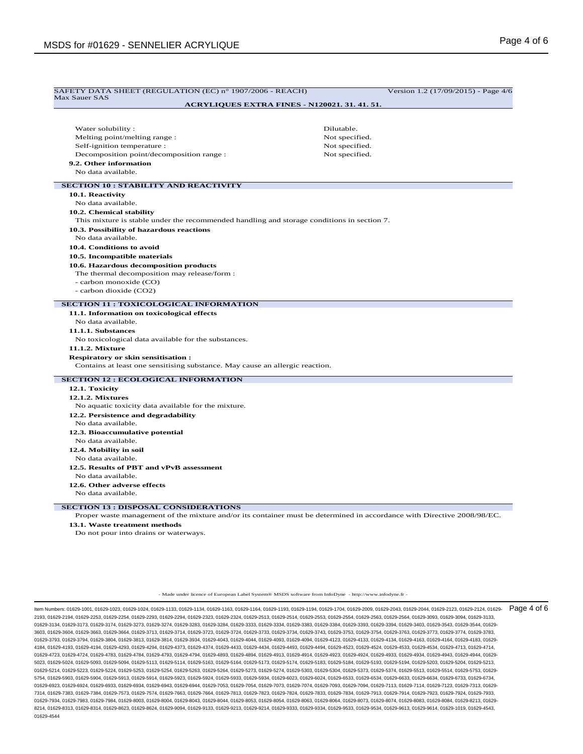Water solubility : Dilutable.

Melting point/melting range : Not specified.

Self-ignition temperature : Not specified.

Decomposition point/decomposition range : Not specified.

**9.2. Other information**

No data available.

## SECTION 10 : STABILITY AND REACTIVITY

**10.1. Reactivity**

No data available.

**10.2. Chemical stability**

This mixture is stable under the recommended handling and storage conditions in section 7.

**10.3. Possibility of hazardous reactions**

No data available.

**10.4. Conditions to avoid**

**10.5. Incompatible materials**

**10.6. Hazardous decomposition products**

The thermal decomposition may release/form :

- carbon monoxide (CO)
- carbon dioxide ($CO_2$)

## SECTION 11 : TOXICOLOGICAL INFORMATION

**11.1. Information on toxicological effects**

No data available.

**11.1.1. Substances**

No toxicological data available for the substances.

**11.1.2. Mixture**

**Respiratory or skin sensitisation :**

Contains at least one sensitising substance. May cause an allergic reaction.

## SECTION 12 : ECOLOGICAL INFORMATION

**12.1. Toxicity**

**12.1.2. Mixtures**

No aquatic toxicity data available for the mixture.

**12.2. Persistence and degradability**

No data available.

**12.3. Bioaccumulative potential**

No data available.

**12.4. Mobility in soil**

No data available.

**12.5. Results of PBT and vPvB assessment**

No data available.

**12.6. Other adverse effects**

No data available.

## SECTION 13 : DISPOSAL CONSIDERATIONS

Proper waste management of the mixture and/or its container must be determined in accordance with Directive 2008/98/EC.

**13.1. Waste treatment methods**

Do not pour into drains or waterways.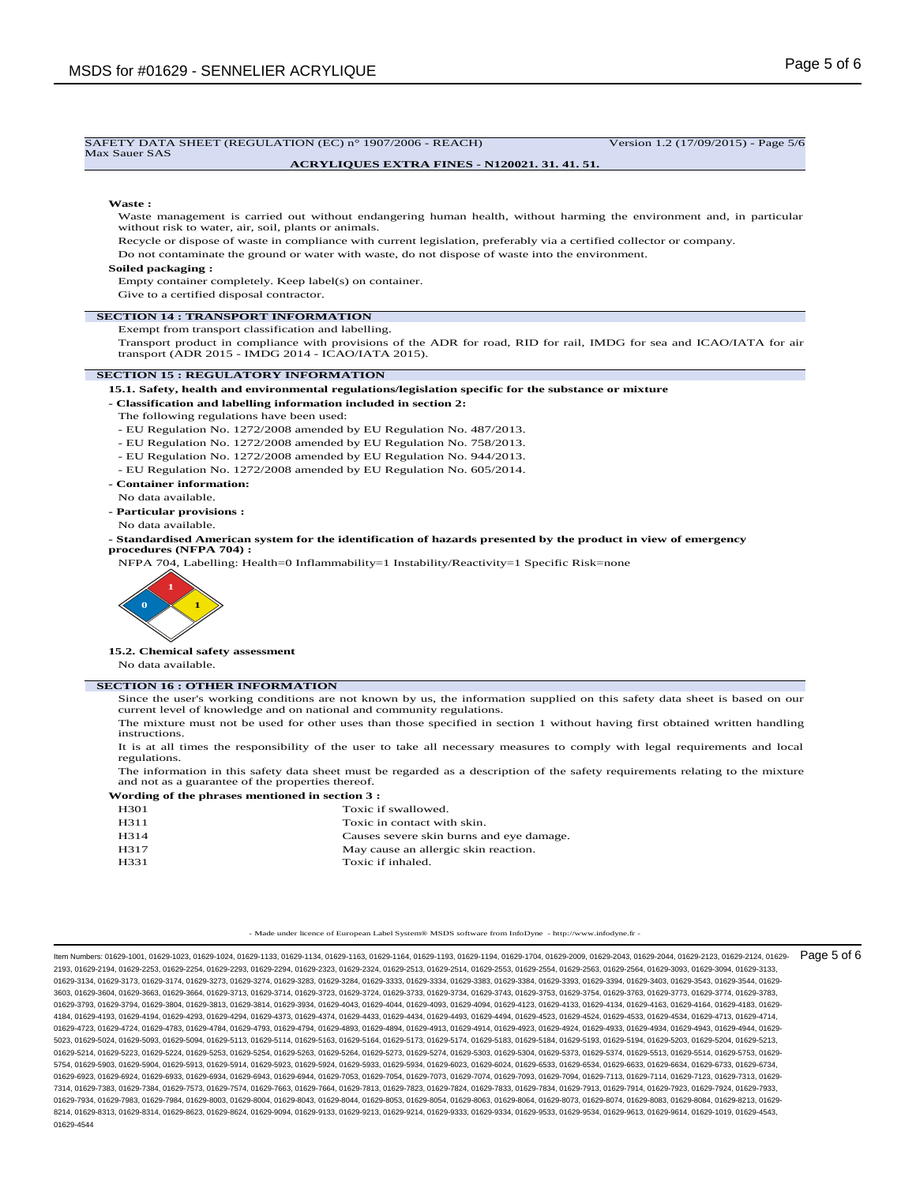SAFETY DATA SHEET (REGULATION (EC) n° 1907/2006 - REACH) Version 1.2 (17/09/2015) - Page 5/6
Max Sauer SAS

**ACRYLIQUES EXTRA FINES - N120021. 31. 41. 51.**

**Waste :**

Waste management is carried out without endangering human health, without harming the environment and, in particular without risk to water, air, soil, plants or animals.

Recycle or dispose of waste in compliance with current legislation, preferably via a certified collector or company.

Do not contaminate the ground or water with waste, do not dispose of waste into the environment.

**Soiled packaging :**

Empty container completely. Keep label(s) on container.

Give to a certified disposal contractor.

## SECTION 14 : TRANSPORT INFORMATION

Exempt from transport classification and labelling.

Transport product in compliance with provisions of the ADR for road, RID for rail, IMDG for sea and ICAO/IATA for air transport (ADR 2015 - IMDG 2014 - ICAO/IATA 2015).

## SECTION 15 : REGULATORY INFORMATION

**15.1. Safety, health and environmental regulations/legislation specific for the substance or mixture**

**- Classification and labelling information included in section 2:**

The following regulations have been used:

- EU Regulation No. 1272/2008 amended by EU Regulation No. 487/2013.
- EU Regulation No. 1272/2008 amended by EU Regulation No. 758/2013.
- EU Regulation No. 1272/2008 amended by EU Regulation No. 944/2013.
- EU Regulation No. 1272/2008 amended by EU Regulation No. 605/2014.

**- Container information:**

No data available.

**- Particular provisions :**

No data available.

**- Standardised American system for the identification of hazards presented by the product in view of emergency procedures (NFPA 704) :**

NFPA 704, Labelling: Health=0 Inflammability=1 Instability/Reactivity=1 Specific Risk=none

**15.2. Chemical safety assessment**

No data available.

## SECTION 16 : OTHER INFORMATION

Since the user's working conditions are not known by us, the information supplied on this safety data sheet is based on our current level of knowledge and on national and community regulations.

The mixture must not be used for other uses than those specified in section 1 without having first obtained written handling instructions.

It is at all times the responsibility of the user to take all necessary measures to comply with legal requirements and local regulations.

The information in this safety data sheet must be regarded as a description of the safety requirements relating to the mixture and not as a guarantee of the properties thereof.

**Wording of the phrases mentioned in section 3 :**

| | |
|---|---|
| H301 | Toxic if swallowed. |
| H311 | Toxic in contact with skin. |
| H314 | Causes severe skin burns and eye damage. |
| H317 | May cause an allergic skin reaction. |
| H331 | Toxic if inhaled. |

- Made under licence of European Label System® MSDS software from InfoDyne - http://www.infodyne.fr -

Item Numbers: 01629-1001, 01629-1023, 01629-1024, 01629-1133, 01629-1134, 01629-1163, 01629-1164, 01629-1193, 01629-1194, 01629-1704, 01629-2009, 01629-2043, 01629-2044, 01629-2123, 01629-2124, 01629-2193, 01629-2194, 01629-2253, 01629-2254, 01629-2293, 01629-2294, 01629-2323, 01629-2324, 01629-2513, 01629-2514, 01629-2553, 01629-2554, 01629-2563, 01629-2564, 01629-3093, 01629-3094, 01629-3133, 01629-3134, 01629-3173, 01629-3174, 01629-3273, 01629-3274, 01629-3283, 01629-3284, 01629-3333, 01629-3334, 01629-3383, 01629-3384, 01629-3393, 01629-3394, 01629-3403, 01629-3543, 01629-3544, 01629-3603, 01629-3604, 01629-3663, 01629-3664, 01629-3713, 01629-3714, 01629-3723, 01629-3724, 01629-3733, 01629-3734, 01629-3743, 01629-3753, 01629-3754, 01629-3763, 01629-3773, 01629-3774, 01629-3783, 01629-3793, 01629-3794, 01629-3804, 01629-3813, 01629-3814, 01629-3934, 01629-4043, 01629-4044, 01629-4093, 01629-4094, 01629-4123, 01629-4133, 01629-4134, 01629-4163, 01629-4164, 01629-4183, 01629-4184, 01629-4193, 01629-4194, 01629-4293, 01629-4294, 01629-4373, 01629-4374, 01629-4433, 01629-4434, 01629-4493, 01629-4494, 01629-4523, 01629-4524, 01629-4533, 01629-4534, 01629-4713, 01629-4714, 01629-4723, 01629-4724, 01629-4783, 01629-4784, 01629-4793, 01629-4794, 01629-4893, 01629-4894, 01629-4913, 01629-4914, 01629-4923, 01629-4924, 01629-4933, 01629-4934, 01629-4943, 01629-4944, 01629-5023, 01629-5024, 01629-5093, 01629-5094, 01629-5113, 01629-5114, 01629-5163, 01629-5164, 01629-5173, 01629-5174, 01629-5183, 01629-5184, 01629-5193, 01629-5194, 01629-5203, 01629-5204, 01629-5213, 01629-5214, 01629-5223, 01629-5224, 01629-5253, 01629-5254, 01629-5263, 01629-5264, 01629-5273, 01629-5274, 01629-5303, 01629-5304, 01629-5373, 01629-5374, 01629-5513, 01629-5514, 01629-5753, 01629-5754, 01629-5903, 01629-5904, 01629-5913, 01629-5914, 01629-5923, 01629-5924, 01629-5933, 01629-5934, 01629-6023, 01629-6024, 01629-6533, 01629-6534, 01629-6633, 01629-6634, 01629-6733, 01629-6734, 01629-6923, 01629-6924, 01629-6933, 01629-6934, 01629-6943, 01629-6944, 01629-7053, 01629-7054, 01629-7073, 01629-7074, 01629-7093, 01629-7094, 01629-7113, 01629-7114, 01629-7123, 01629-7313, 01629-7314, 01629-7383, 01629-7384, 01629-7573, 01629-7574, 01629-7663, 01629-7664, 01629-7813, 01629-7823, 01629-7824, 01629-7833, 01629-7834, 01629-7913, 01629-7914, 01629-7923, 01629-7924, 01629-7933, 01629-7934, 01629-7983, 01629-7984, 01629-8003, 01629-8004, 01629-8043, 01629-8044, 01629-8053, 01629-8054, 01629-8063, 01629-8064, 01629-8073, 01629-8074, 01629-8083, 01629-8084, 01629-8213, 01629-8214, 01629-8313, 01629-8314, 01629-8623, 01629-8624, 01629-9094, 01629-9133, 01629-9213, 01629-9214, 01629-9333, 01629-9334, 01629-9533, 01629-9534, 01629-9613, 01629-9614, 01629-1019, 01629-4543, 01629-4544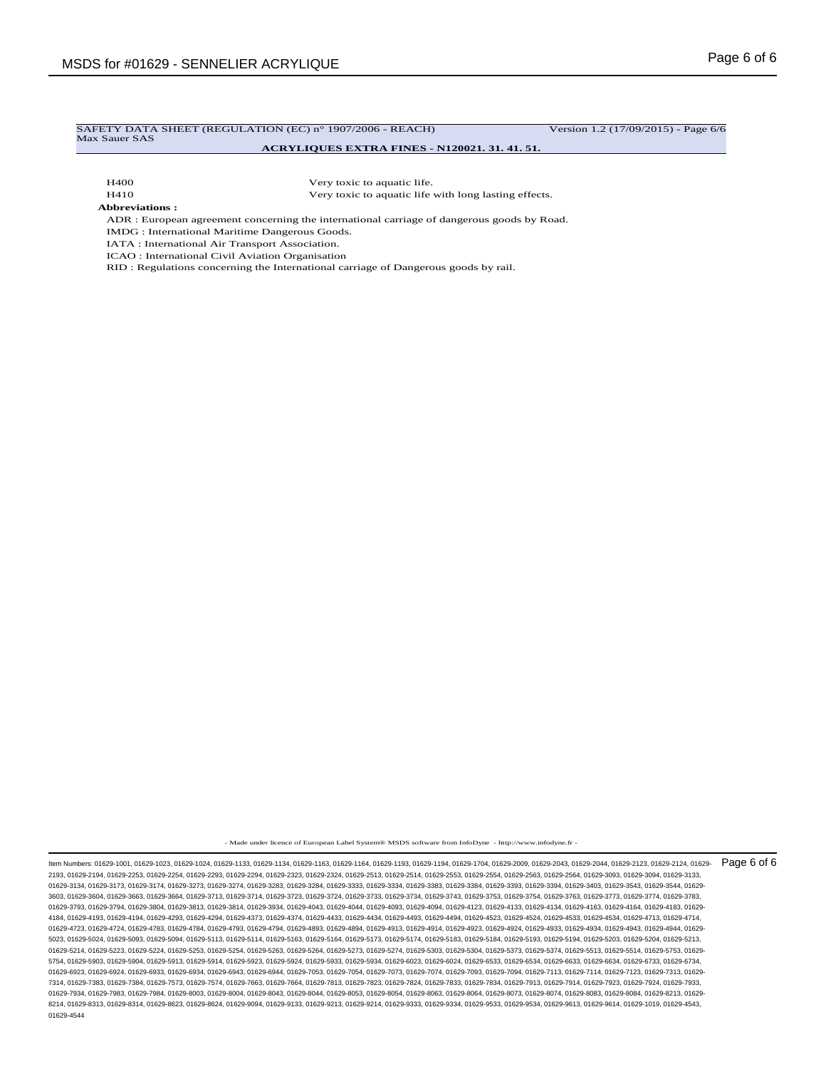H400 Very toxic to aquatic life.

H410 Very toxic to aquatic life with long lasting effects.

**Abbreviations :**

ADR : European agreement concerning the international carriage of dangerous goods by Road.

IMDG : International Maritime Dangerous Goods.

IATA : International Air Transport Association.

ICAO : International Civil Aviation Organisation

RID : Regulations concerning the International carriage of Dangerous goods by rail.

- Made under licence of European Label System® MSDS software from InfoDyne - http://www.infodyne.fr -

Item Numbers: 01629-1001, 01629-1023, 01629-1024, 01629-1133, 01629-1134, 01629-1163, 01629-1164, 01629-1193, 01629-1194, 01629-1704, 01629-2009, 01629-2043, 01629-2044, 01629-2123, 01629-2124, 01629-2193, 01629-2194, 01629-2253, 01629-2254, 01629-2293, 01629-2294, 01629-2323, 01629-2324, 01629-2513, 01629-2514, 01629-2553, 01629-2554, 01629-2563, 01629-2564, 01629-3093, 01629-3094, 01629-3133, 01629-3134, 01629-3173, 01629-3174, 01629-3273, 01629-3274, 01629-3283, 01629-3284, 01629-3333, 01629-3334, 01629-3383, 01629-3384, 01629-3393, 01629-3394, 01629-3403, 01629-3543, 01629-3544, 01629-3603, 01629-3604, 01629-3663, 01629-3664, 01629-3713, 01629-3714, 01629-3723, 01629-3724, 01629-3733, 01629-3734, 01629-3743, 01629-3753, 01629-3754, 01629-3763, 01629-3773, 01629-3774, 01629-3783, 01629-3793, 01629-3794, 01629-3804, 01629-3813, 01629-3814, 01629-3934, 01629-4043, 01629-4044, 01629-4093, 01629-4094, 01629-4123, 01629-4133, 01629-4134, 01629-4163, 01629-4164, 01629-4183, 01629-4184, 01629-4193, 01629-4194, 01629-4293, 01629-4294, 01629-4373, 01629-4374, 01629-4433, 01629-4434, 01629-4493, 01629-4494, 01629-4523, 01629-4524, 01629-4533, 01629-4534, 01629-4713, 01629-4714, 01629-4723, 01629-4724, 01629-4783, 01629-4784, 01629-4793, 01629-4794, 01629-4893, 01629-4894, 01629-4913, 01629-4914, 01629-4923, 01629-4924, 01629-4933, 01629-4934, 01629-4943, 01629-4944, 01629-5023, 01629-5024, 01629-5093, 01629-5094, 01629-5113, 01629-5114, 01629-5163, 01629-5164, 01629-5173, 01629-5174, 01629-5183, 01629-5184, 01629-5193, 01629-5194, 01629-5203, 01629-5204, 01629-5213, 01629-5214, 01629-5223, 01629-5224, 01629-5253, 01629-5254, 01629-5263, 01629-5264, 01629-5273, 01629-5274, 01629-5303, 01629-5304, 01629-5373, 01629-5374, 01629-5513, 01629-5514, 01629-5753, 01629-5754, 01629-5903, 01629-5904, 01629-5913, 01629-5914, 01629-5923, 01629-5924, 01629-5933, 01629-5934, 01629-6023, 01629-6024, 01629-6533, 01629-6534, 01629-6633, 01629-6634, 01629-6733, 01629-6734, 01629-6923, 01629-6924, 01629-6933, 01629-6934, 01629-6943, 01629-6944, 01629-7053, 01629-7054, 01629-7073, 01629-7074, 01629-7093, 01629-7094, 01629-7113, 01629-7114, 01629-7123, 01629-7313, 01629-7314, 01629-7383, 01629-7384, 01629-7573, 01629-7574, 01629-7663, 01629-7664, 01629-7813, 01629-7823, 01629-7824, 01629-7833, 01629-7834, 01629-7913, 01629-7914, 01629-7923, 01629-7924, 01629-7933, 01629-7934, 01629-7983, 01629-7984, 01629-8003, 01629-8004, 01629-8043, 01629-8044, 01629-8053, 01629-8054, 01629-8063, 01629-8064, 01629-8073, 01629-8074, 01629-8083, 01629-8084, 01629-8213, 01629-8214, 01629-8313, 01629-8314, 01629-8623, 01629-8624, 01629-9094, 01629-9133, 01629-9213, 01629-9214, 01629-9333, 01629-9334, 01629-9533, 01629-9534, 01629-9613, 01629-9614, 01629-1019, 01629-4543, 01629-4544